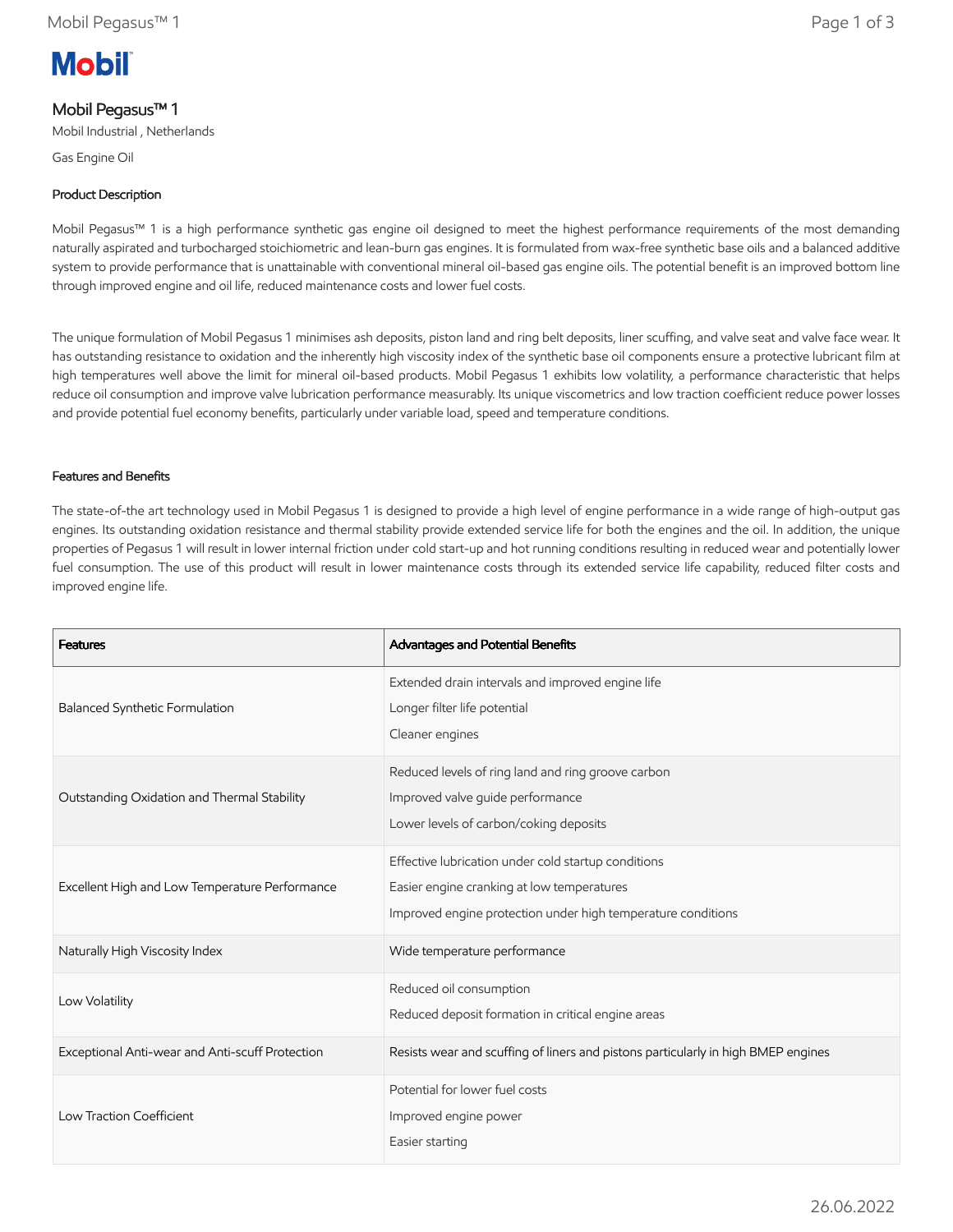# Mobil Pegasus™ 1

Mobil Industrial , Netherlands

Gas Engine Oil

## Product Description

Mobil Pegasus™ 1 is a high performance synthetic gas engine oil designed to meet the highest performance requirements of the most demanding naturally aspirated and turbocharged stoichiometric and lean-burn gas engines. It is formulated from wax-free synthetic base oils and a balanced additive system to provide performance that is unattainable with conventional mineral oil-based gas engine oils. The potential benefit is an improved bottom line through improved engine and oil life, reduced maintenance costs and lower fuel costs.

The unique formulation of Mobil Pegasus 1 minimises ash deposits, piston land and ring belt deposits, liner scuffing, and valve seat and valve face wear. It has outstanding resistance to oxidation and the inherently high viscosity index of the synthetic base oil components ensure a protective lubricant film at high temperatures well above the limit for mineral oil-based products. Mobil Pegasus 1 exhibits low volatility, a performance characteristic that helps reduce oil consumption and improve valve lubrication performance measurably. Its unique viscometrics and low traction coefficient reduce power losses and provide potential fuel economy benefits, particularly under variable load, speed and temperature conditions.

## Features and Benefits

The state-of-the art technology used in Mobil Pegasus 1 is designed to provide a high level of engine performance in a wide range of high-output gas engines. Its outstanding oxidation resistance and thermal stability provide extended service life for both the engines and the oil. In addition, the unique properties of Pegasus 1 will result in lower internal friction under cold start-up and hot running conditions resulting in reduced wear and potentially lower fuel consumption. The use of this product will result in lower maintenance costs through its extended service life capability, reduced filter costs and improved engine life.

| Features | Advantages and Potential Benefits |
|---|---|
| Balanced Synthetic Formulation | Extended drain intervals and improved engine life<br>Longer filter life potential<br>Cleaner engines |
| Outstanding Oxidation and Thermal Stability | Reduced levels of ring land and ring groove carbon<br>Improved valve guide performance<br>Lower levels of carbon/coking deposits |
| Excellent High and Low Temperature Performance | Effective lubrication under cold startup conditions<br>Easier engine cranking at low temperatures<br>Improved engine protection under high temperature conditions |
| Naturally High Viscosity Index | Wide temperature performance |
| Low Volatility | Reduced oil consumption<br>Reduced deposit formation in critical engine areas |
| Exceptional Anti-wear and Anti-scuff Protection | Resists wear and scuffing of liners and pistons particularly in high BMEP engines |
| Low Traction Coefficient | Potential for lower fuel costs<br>Improved engine power<br>Easier starting |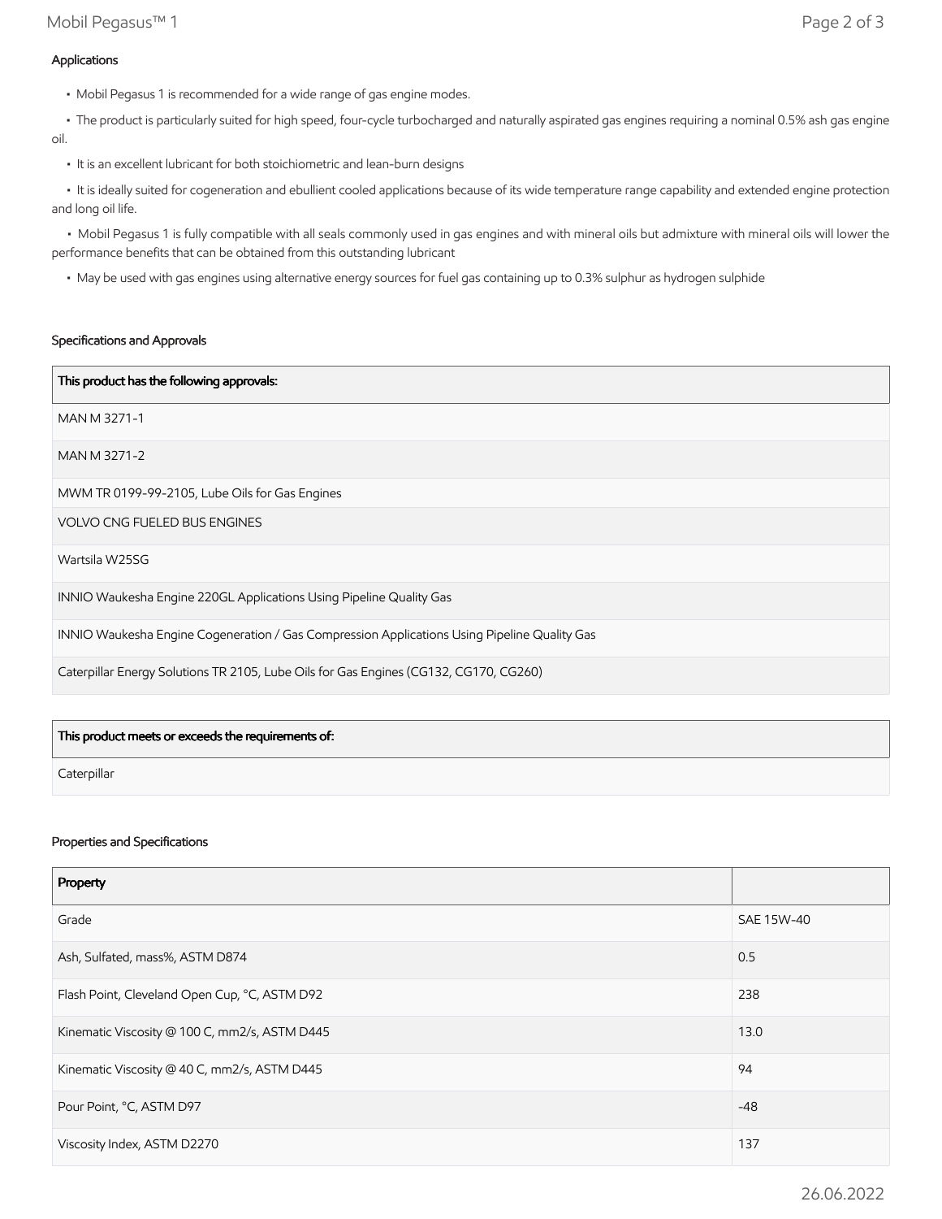### Applications

- Mobil Pegasus 1 is recommended for a wide range of gas engine modes.
- The product is particularly suited for high speed, four-cycle turbocharged and naturally aspirated gas engines requiring a nominal 0.5% ash gas engine oil.
- It is an excellent lubricant for both stoichiometric and lean-burn designs
- It is ideally suited for cogeneration and ebullient cooled applications because of its wide temperature range capability and extended engine protection and long oil life.
- Mobil Pegasus 1 is fully compatible with all seals commonly used in gas engines and with mineral oils but admixture with mineral oils will lower the performance benefits that can be obtained from this outstanding lubricant
- May be used with gas engines using alternative energy sources for fuel gas containing up to 0.3% sulphur as hydrogen sulphide

### Specifications and Approvals

| This product has the following approvals: |
| --- |
| MAN M 3271-1 |
| MAN M 3271-2 |
| MWM TR 0199-99-2105, Lube Oils for Gas Engines |
| VOLVO CNG FUELED BUS ENGINES |
| Wartsila W25SG |
| INNIO Waukesha Engine 220GL Applications Using Pipeline Quality Gas |
| INNIO Waukesha Engine Cogeneration / Gas Compression Applications Using Pipeline Quality Gas |
| Caterpillar Energy Solutions TR 2105, Lube Oils for Gas Engines (CG132, CG170, CG260) |

| This product meets or exceeds the requirements of: |
| --- |
| Caterpillar |

### Properties and Specifications

| Property | |
| --- | --- |
| Grade | SAE 15W-40 |
| Ash, Sulfated, mass%, ASTM D874 | 0.5 |
| Flash Point, Cleveland Open Cup, °C, ASTM D92 | 238 |
| Kinematic Viscosity @ 100 C, mm2/s, ASTM D445 | 13.0 |
| Kinematic Viscosity @ 40 C, mm2/s, ASTM D445 | 94 |
| Pour Point, °C, ASTM D97 | -48 |
| Viscosity Index, ASTM D2270 | 137 |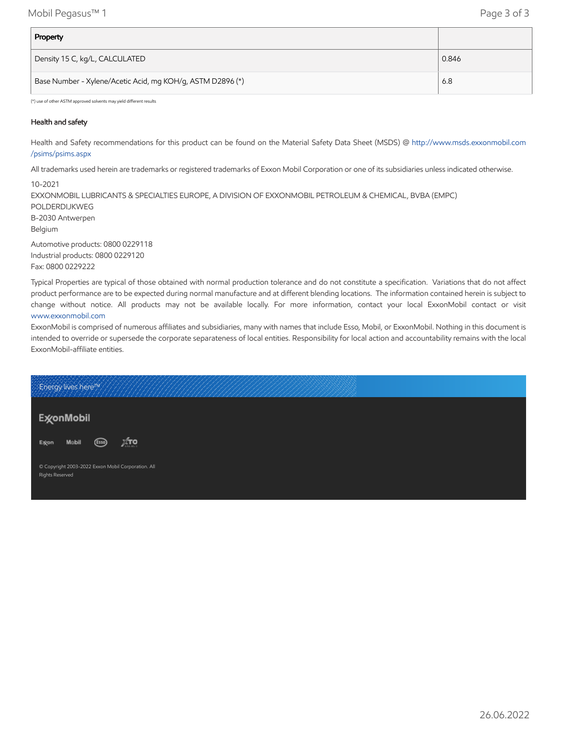| Property | |
|---|---|
| Density 15 C, kg/L, CALCULATED | 0.846 |
| Base Number - Xylene/Acetic Acid, mg KOH/g, ASTM D2896 (*) | 6.8 |

(*) use of other ASTM approved solvents may yield different results

## Health and safety

Health and Safety recommendations for this product can be found on the Material Safety Data Sheet (MSDS) @ http://www.msds.exxonmobil.com/psims/psims.aspx

All trademarks used herein are trademarks or registered trademarks of Exxon Mobil Corporation or one of its subsidiaries unless indicated otherwise.

10-2021
EXXONMOBIL LUBRICANTS & SPECIALTIES EUROPE, A DIVISION OF EXXONMOBIL PETROLEUM & CHEMICAL, BVBA (EMPC)
POLDERDIJKWEG
B-2030 Antwerpen
Belgium

Automotive products: 0800 0229118
Industrial products: 0800 0229120
Fax: 0800 0229222

Typical Properties are typical of those obtained with normal production tolerance and do not constitute a specification. Variations that do not affect product performance are to be expected during normal manufacture and at different blending locations. The information contained herein is subject to change without notice. All products may not be available locally. For more information, contact your local ExxonMobil contact or visit www.exxonmobil.com

ExxonMobil is comprised of numerous affiliates and subsidiaries, many with names that include Esso, Mobil, or ExxonMobil. Nothing in this document is intended to override or supersede the corporate separateness of local entities. Responsibility for local action and accountability remains with the local ExxonMobil-affiliate entities.

Energy lives here™

ExxonMobil

Exxon Mobil Esso XTO

© Copyright 2003-2022 Exxon Mobil Corporation. All Rights Reserved

26.06.2022